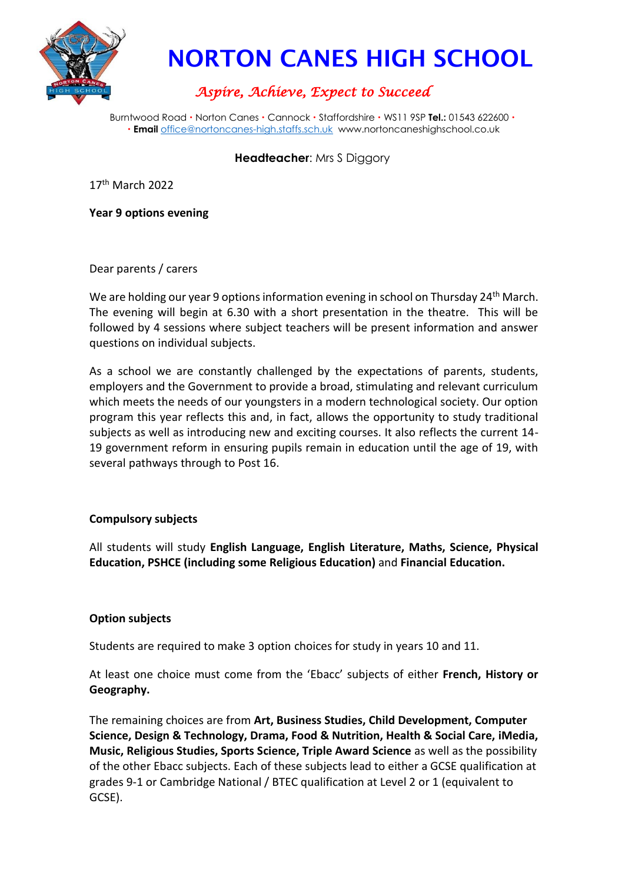# NORTON CANES HIGH SCHOOL

*Aspire, Achieve, Expect to Succeed*

Burntwood Road • Norton Canes • Cannock • Staffordshire • WS11 9SP **Tel.:** 01543 622600 • • **Email** office@nortoncanes-high.staffs.sch.uk www.nortoncaneshighschool.co.uk

**Headteacher**: Mrs S Diggory

17th March 2022

**Year 9 options evening**

Dear parents / carers

We are holding our year 9 options information evening in school on Thursday 24th March. The evening will begin at 6.30 with a short presentation in the theatre. This will be followed by 4 sessions where subject teachers will be present information and answer questions on individual subjects.

As a school we are constantly challenged by the expectations of parents, students, employers and the Government to provide a broad, stimulating and relevant curriculum which meets the needs of our youngsters in a modern technological society. Our option program this year reflects this and, in fact, allows the opportunity to study traditional subjects as well as introducing new and exciting courses. It also reflects the current 14-19 government reform in ensuring pupils remain in education until the age of 19, with several pathways through to Post 16.

**Compulsory subjects**

All students will study **English Language, English Literature, Maths, Science, Physical Education, PSHCE (including some Religious Education)** and **Financial Education.**

**Option subjects**

Students are required to make 3 option choices for study in years 10 and 11.

At least one choice must come from the 'Ebacc' subjects of either **French, History or Geography.**

The remaining choices are from **Art, Business Studies, Child Development, Computer Science, Design & Technology, Drama, Food & Nutrition, Health & Social Care, iMedia, Music, Religious Studies, Sports Science, Triple Award Science** as well as the possibility of the other Ebacc subjects. Each of these subjects lead to either a GCSE qualification at grades 9-1 or Cambridge National / BTEC qualification at Level 2 or 1 (equivalent to GCSE).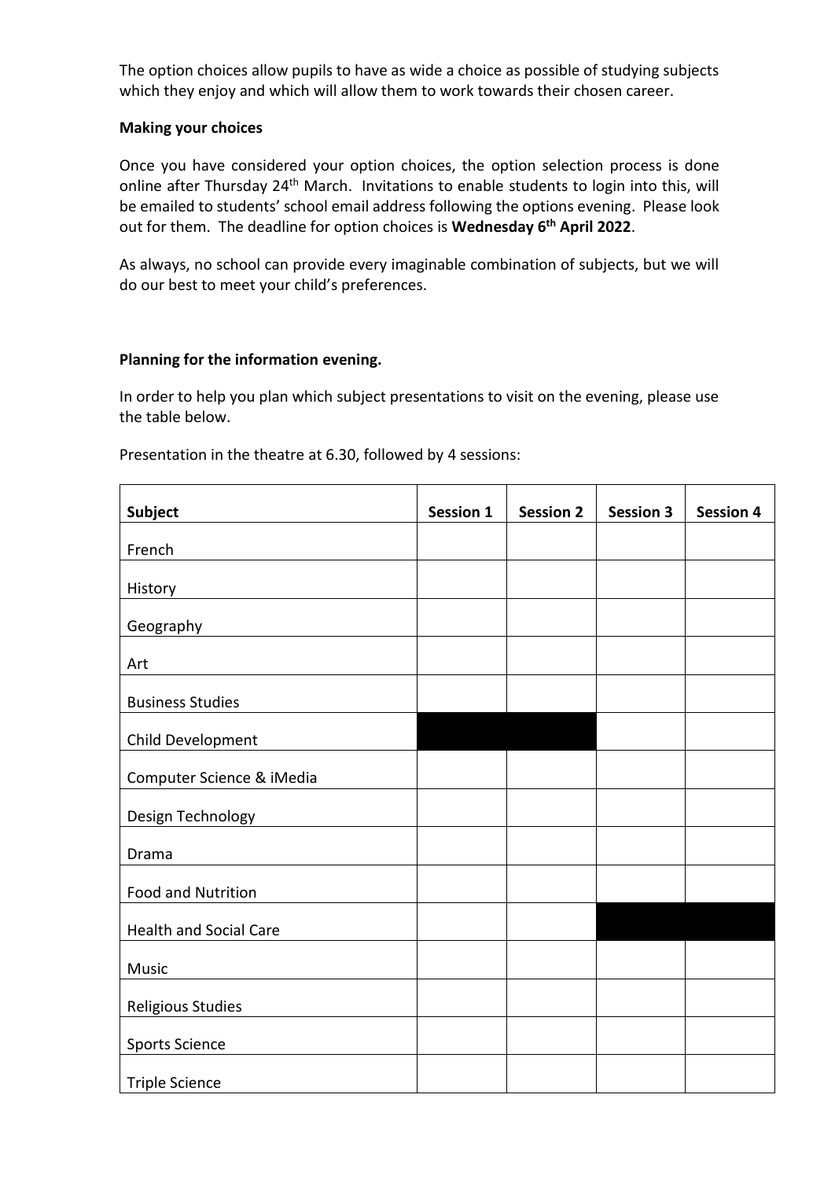The option choices allow pupils to have as wide a choice as possible of studying subjects which they enjoy and which will allow them to work towards their chosen career.

**Making your choices**

Once you have considered your option choices, the option selection process is done online after Thursday 24th March. Invitations to enable students to login into this, will be emailed to students' school email address following the options evening. Please look out for them. The deadline for option choices is **Wednesday 6th April 2022**.

As always, no school can provide every imaginable combination of subjects, but we will do our best to meet your child's preferences.

**Planning for the information evening.**

In order to help you plan which subject presentations to visit on the evening, please use the table below.

Presentation in the theatre at 6.30, followed by 4 sessions:

| Subject | Session 1 | Session 2 | Session 3 | Session 4 |
|---|---|---|---|---|
| French | | | | |
| History | | | | |
| Geography | | | | |
| Art | | | | |
| Business Studies | | | | |
| Child Development | | | | |
| Computer Science & iMedia | | | | |
| Design Technology | | | | |
| Drama | | | | |
| Food and Nutrition | | | | |
| Health and Social Care | | | | |
| Music | | | | |
| Religious Studies | | | | |
| Sports Science | | | | |
| Triple Science | | | | |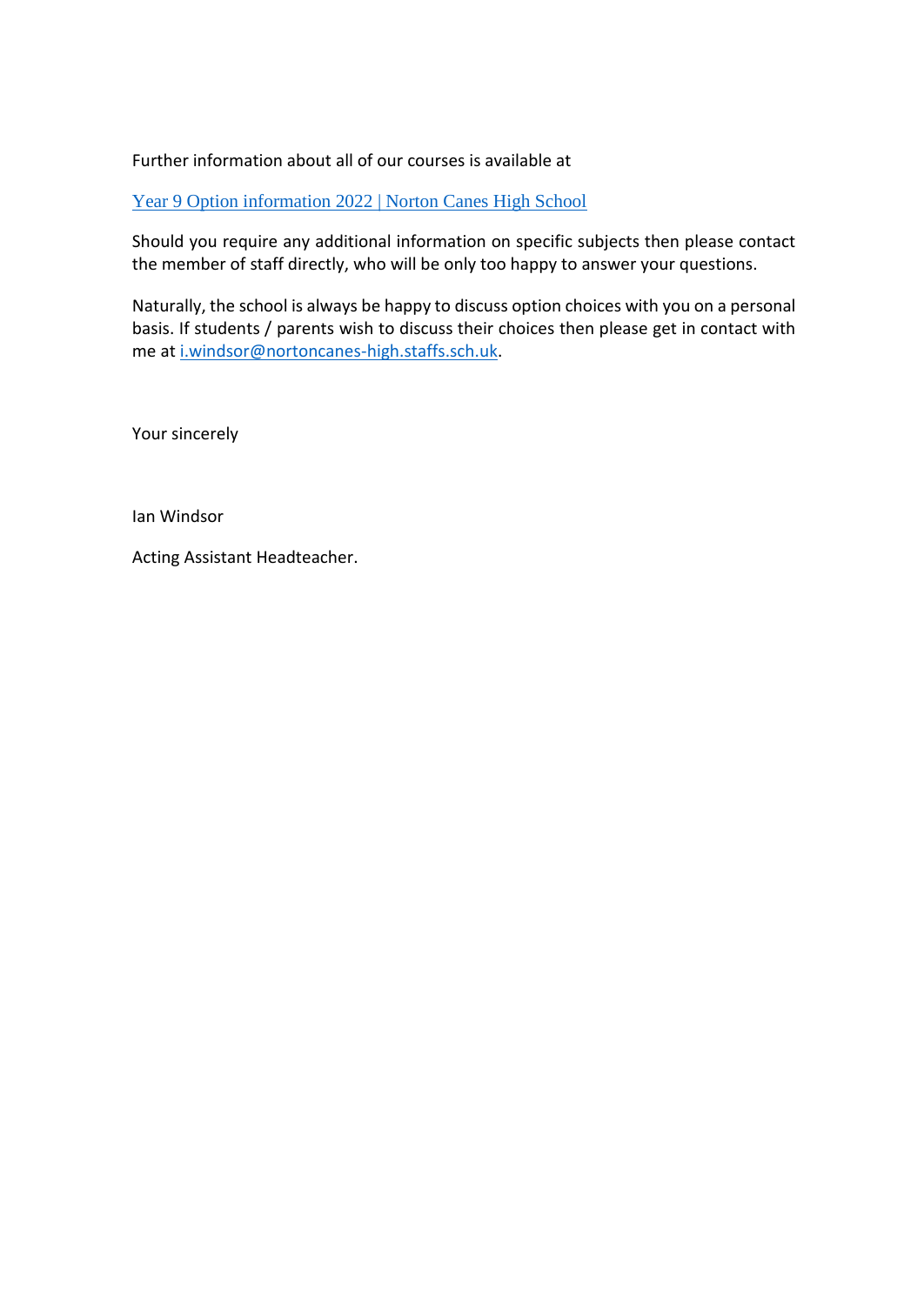Further information about all of our courses is available at

[Year 9 Option information 2022 | Norton Canes High School]

Should you require any additional information on specific subjects then please contact the member of staff directly, who will be only too happy to answer your questions.

Naturally, the school is always be happy to discuss option choices with you on a personal basis. If students / parents wish to discuss their choices then please get in contact with me at i.windsor@nortoncanes-high.staffs.sch.uk.

Your sincerely

Ian Windsor

Acting Assistant Headteacher.